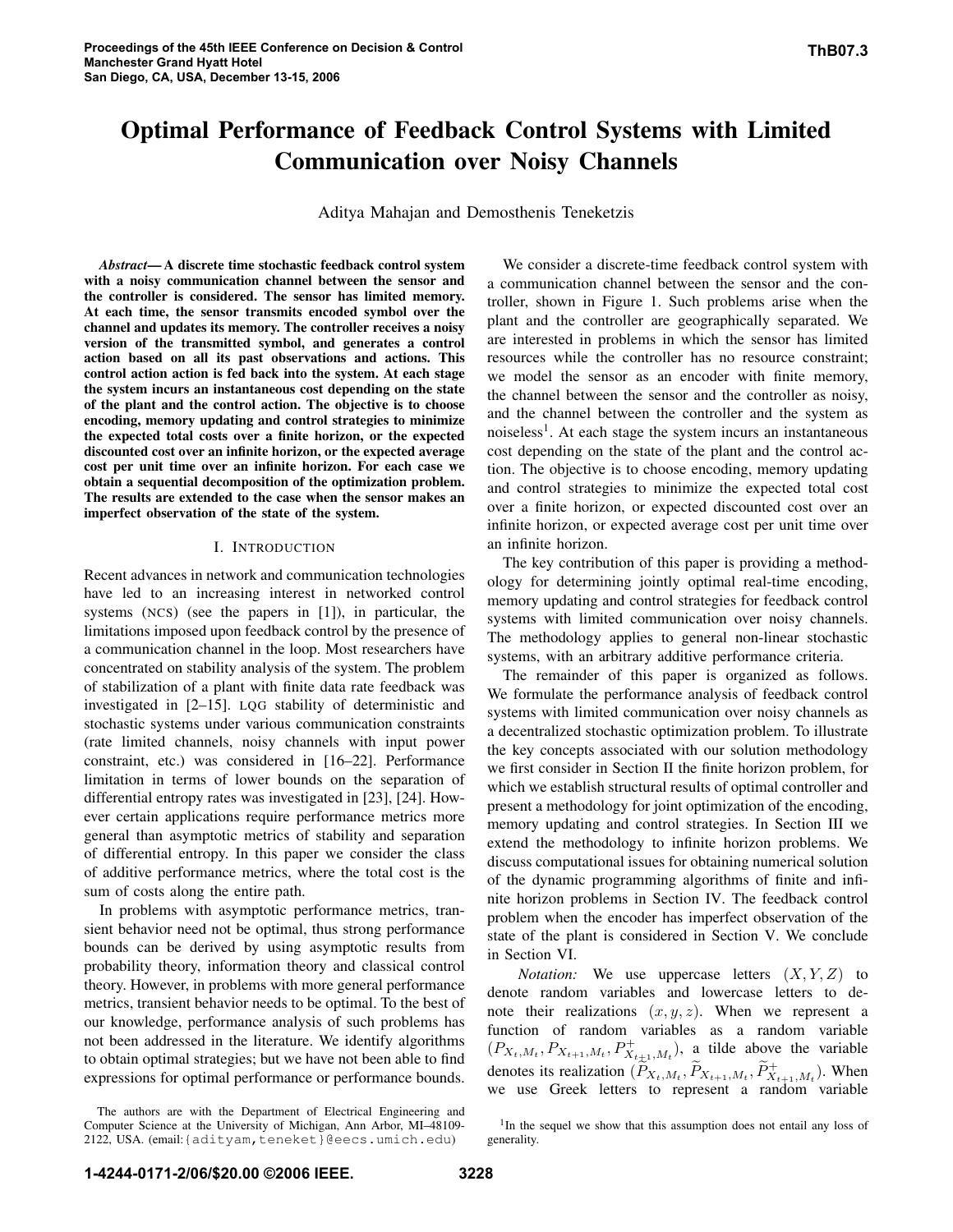# Optimal Performance of Feedback Control Systems with Limited Communication over Noisy Channels

Aditya Mahajan and Demosthenis Teneketzis

***Abstract*— A discrete time stochastic feedback control system with a noisy communication channel between the sensor and the controller is considered. The sensor has limited memory. At each time, the sensor transmits encoded symbol over the channel and updates its memory. The controller receives a noisy version of the transmitted symbol, and generates a control action based on all its past observations and actions. This control action action is fed back into the system. At each stage the system incurs an instantaneous cost depending on the state of the plant and the control action. The objective is to choose encoding, memory updating and control strategies to minimize the expected total costs over a finite horizon, or the expected discounted cost over an infinite horizon, or the expected average cost per unit time over an infinite horizon. For each case we obtain a sequential decomposition of the optimization problem. The results are extended to the case when the sensor makes an imperfect observation of the state of the system.**

## I. Introduction

Recent advances in network and communication technologies have led to an increasing interest in networked control systems (NCS) (see the papers in [1]), in particular, the limitations imposed upon feedback control by the presence of a communication channel in the loop. Most researchers have concentrated on stability analysis of the system. The problem of stabilization of a plant with finite data rate feedback was investigated in [2–15]. LQG stability of deterministic and stochastic systems under various communication constraints (rate limited channels, noisy channels with input power constraint, etc.) was considered in [16–22]. Performance limitation in terms of lower bounds on the separation of differential entropy rates was investigated in [23], [24]. However certain applications require performance metrics more general than asymptotic metrics of stability and separation of differential entropy. In this paper we consider the class of additive performance metrics, where the total cost is the sum of costs along the entire path.

In problems with asymptotic performance metrics, transient behavior need not be optimal, thus strong performance bounds can be derived by using asymptotic results from probability theory, information theory and classical control theory. However, in problems with more general performance metrics, transient behavior needs to be optimal. To the best of our knowledge, performance analysis of such problems has not been addressed in the literature. We identify algorithms to obtain optimal strategies; but we have not been able to find expressions for optimal performance or performance bounds.

We consider a discrete-time feedback control system with a communication channel between the sensor and the controller, shown in Figure 1. Such problems arise when the plant and the controller are geographically separated. We are interested in problems in which the sensor has limited resources while the controller has no resource constraint; we model the sensor as an encoder with finite memory, the channel between the sensor and the controller as noisy, and the channel between the controller and the system as noiseless[1]. At each stage the system incurs an instantaneous cost depending on the state of the plant and the control action. The objective is to choose encoding, memory updating and control strategies to minimize the expected total cost over a finite horizon, or expected discounted cost over an infinite horizon, or expected average cost per unit time over an infinite horizon.

The key contribution of this paper is providing a methodology for determining jointly optimal real-time encoding, memory updating and control strategies for feedback control systems with limited communication over noisy channels. The methodology applies to general non-linear stochastic systems, with an arbitrary additive performance criteria.

The remainder of this paper is organized as follows. We formulate the performance analysis of feedback control systems with limited communication over noisy channels as a decentralized stochastic optimization problem. To illustrate the key concepts associated with our solution methodology we first consider in Section II the finite horizon problem, for which we establish structural results of optimal controller and present a methodology for joint optimization of the encoding, memory updating and control strategies. In Section III we extend the methodology to infinite horizon problems. We discuss computational issues for obtaining numerical solution of the dynamic programming algorithms of finite and infinite horizon problems in Section IV. The feedback control problem when the encoder has imperfect observation of the state of the plant is considered in Section V. We conclude in Section VI.

*Notation:* We use uppercase letters $(X, Y, Z)$ to denote random variables and lowercase letters to denote their realizations $(x, y, z)$. When we represent a function of random variables as a random variable $(P_{X_t,M_t}, P_{X_{t+1},M_t}, P^+_{X_{t+1},M_t})$, a tilde above the variable denotes its realization $(\widetilde{P}_{X_t,M_t}, \widetilde{P}_{X_{t+1},M_t}, \widetilde{P}^+_{X_{t+1},M_t})$. When we use Greek letters to represent a random variable

The authors are with the Department of Electrical Engineering and Computer Science at the University of Michigan, Ann Arbor, MI–48109-2122, USA. (email: {adityam,teneket}@eecs.umich.edu)

[1] In the sequel we show that this assumption does not entail any loss of generality.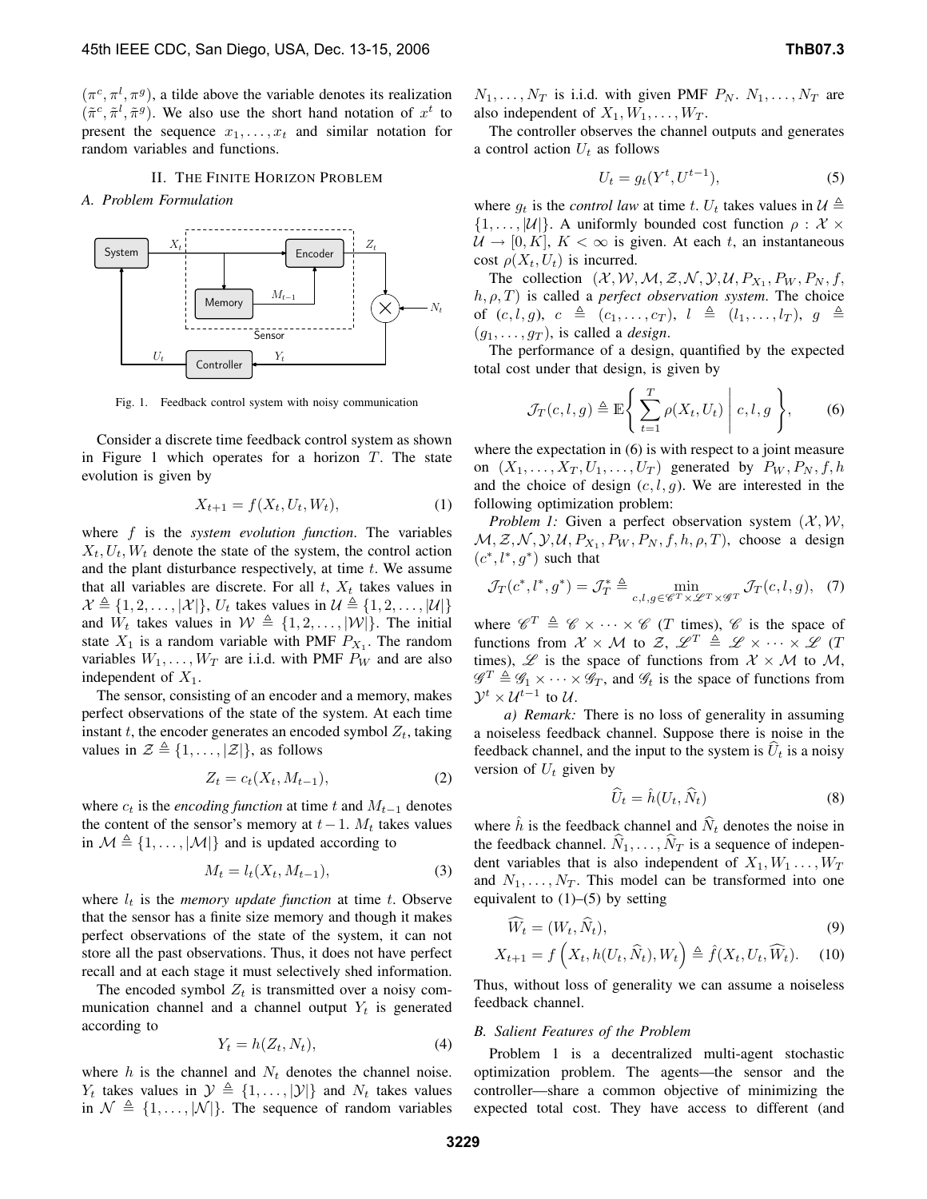$(\pi^c, \pi^l, \pi^g)$, a tilde above the variable denotes its realization $(\tilde{\pi}^c, \tilde{\pi}^l, \tilde{\pi}^g)$. We also use the short hand notation of $x^t$ to present the sequence $x_1, \ldots, x_t$ and similar notation for random variables and functions.

## II. The Finite Horizon Problem

### A. Problem Formulation

Fig. 1. Feedback control system with noisy communication

Consider a discrete time feedback control system as shown in Figure 1 which operates for a horizon $T$. The state evolution is given by

$$X_{t+1} = f(X_t, U_t, W_t), \tag{1}$$

where $f$ is the *system evolution function*. The variables $X_t, U_t, W_t$ denote the state of the system, the control action and the plant disturbance respectively, at time $t$. We assume that all variables are discrete. For all $t$, $X_t$ takes values in $\mathcal{X} \triangleq \{1, 2, \ldots, |\mathcal{X}|\}$, $U_t$ takes values in $\mathcal{U} \triangleq \{1, 2, \ldots, |\mathcal{U}|\}$ and $W_t$ takes values in $\mathcal{W} \triangleq \{1, 2, \ldots, |\mathcal{W}|\}$. The initial state $X_1$ is a random variable with PMF $P_{X_1}$. The random variables $W_1, \ldots, W_T$ are i.i.d. with PMF $P_W$ and are also independent of $X_1$.

The sensor, consisting of an encoder and a memory, makes perfect observations of the state of the system. At each time instant $t$, the encoder generates an encoded symbol $Z_t$, taking values in $\mathcal{Z} \triangleq \{1, \ldots, |\mathcal{Z}|\}$, as follows

$$Z_t = c_t(X_t, M_{t-1}), \tag{2}$$

where $c_t$ is the *encoding function* at time $t$ and $M_{t-1}$ denotes the content of the sensor's memory at $t-1$. $M_t$ takes values in $\mathcal{M} \triangleq \{1, \ldots, |\mathcal{M}|\}$ and is updated according to

$$M_t = l_t(X_t, M_{t-1}), \tag{3}$$

where $l_t$ is the *memory update function* at time $t$. Observe that the sensor has a finite size memory and though it makes perfect observations of the state of the system, it can not store all the past observations. Thus, it does not have perfect recall and at each stage it must selectively shed information.

The encoded symbol $Z_t$ is transmitted over a noisy communication channel and a channel output $Y_t$ is generated according to

$$Y_t = h(Z_t, N_t), \tag{4}$$

where $h$ is the channel and $N_t$ denotes the channel noise. $Y_t$ takes values in $\mathcal{Y} \triangleq \{1, \ldots, |\mathcal{Y}|\}$ and $N_t$ takes values in $\mathcal{N} \triangleq \{1, \ldots, |\mathcal{N}|\}$. The sequence of random variables $N_1, \ldots, N_T$ is i.i.d. with given PMF $P_N$. $N_1, \ldots, N_T$ are also independent of $X_1, W_1, \ldots, W_T$.

The controller observes the channel outputs and generates a control action $U_t$ as follows

$$U_t = g_t(Y^t, U^{t-1}), \tag{5}$$

where $g_t$ is the *control law* at time $t$. $U_t$ takes values in $\mathcal{U} \triangleq \{1, \ldots, |\mathcal{U}|\}$. A uniformly bounded cost function $\rho : \mathcal{X} \times \mathcal{U} \to [0, K]$, $K < \infty$ is given. At each $t$, an instantaneous cost $\rho(X_t, U_t)$ is incurred.

The collection $(\mathcal{X}, \mathcal{W}, \mathcal{M}, \mathcal{Z}, \mathcal{N}, \mathcal{Y}, \mathcal{U}, P_{X_1}, P_W, P_N, f, h, \rho, T)$ is called a *perfect observation system*. The choice of $(c, l, g)$, $c \triangleq (c_1, \ldots, c_T)$, $l \triangleq (l_1, \ldots, l_T)$, $g \triangleq (g_1, \ldots, g_T)$, is called a *design*.

The performance of a design, quantified by the expected total cost under that design, is given by

$$\mathcal{J}_T(c, l, g) \triangleq \mathbb{E}\left\{ \sum_{t=1}^{T} \rho(X_t, U_t) \,\middle|\, c, l, g \right\}, \tag{6}$$

where the expectation in (6) is with respect to a joint measure on $(X_1, \ldots, X_T, U_1, \ldots, U_T)$ generated by $P_W, P_N, f, h$ and the choice of design $(c, l, g)$. We are interested in the following optimization problem:

*Problem 1:* Given a perfect observation system $(\mathcal{X}, \mathcal{W}, \mathcal{M}, \mathcal{Z}, \mathcal{N}, \mathcal{Y}, \mathcal{U}, P_{X_1}, P_W, P_N, f, h, \rho, T)$, choose a design $(c^*, l^*, g^*)$ such that

$$\mathcal{J}_T(c^*, l^*, g^*) = \mathcal{J}_T^* \triangleq \min_{c,l,g \in \mathscr{C}^T \times \mathscr{L}^T \times \mathscr{G}^T} \mathcal{J}_T(c, l, g), \tag{7}$$

where $\mathscr{C}^T \triangleq \mathscr{C} \times \cdots \times \mathscr{C}$ ($T$ times), $\mathscr{C}$ is the space of functions from $\mathcal{X} \times \mathcal{M}$ to $\mathcal{Z}$, $\mathscr{L}^T \triangleq \mathscr{L} \times \cdots \times \mathscr{L}$ ($T$ times), $\mathscr{L}$ is the space of functions from $\mathcal{X} \times \mathcal{M}$ to $\mathcal{M}$, $\mathscr{G}^T \triangleq \mathscr{G}_1 \times \cdots \times \mathscr{G}_T$, and $\mathscr{G}_t$ is the space of functions from $\mathcal{Y}^t \times \mathcal{U}^{t-1}$ to $\mathcal{U}$.

*a) Remark:* There is no loss of generality in assuming a noiseless feedback channel. Suppose there is noise in the feedback channel, and the input to the system is $\widehat{U}_t$ is a noisy version of $U_t$ given by

$$\widehat{U}_t = \hat{h}(U_t, \widehat{N}_t) \tag{8}$$

where $\hat{h}$ is the feedback channel and $\widehat{N}_t$ denotes the noise in the feedback channel. $\widehat{N}_1, \ldots, \widehat{N}_T$ is a sequence of independent variables that is also independent of $X_1, W_1 \ldots, W_T$ and $N_1, \ldots, N_T$. This model can be transformed into one equivalent to (1)–(5) by setting

$$\widehat{W}_t = (W_t, \widehat{N}_t), \tag{9}$$

$$X_{t+1} = f\left(X_t, h(U_t, \widehat{N}_t), W_t\right) \triangleq \hat{f}(X_t, U_t, \widehat{W}_t). \tag{10}$$

Thus, without loss of generality we can assume a noiseless feedback channel.

### B. Salient Features of the Problem

Problem 1 is a decentralized multi-agent stochastic optimization problem. The agents—the sensor and the controller—share a common objective of minimizing the expected total cost. They have access to different (and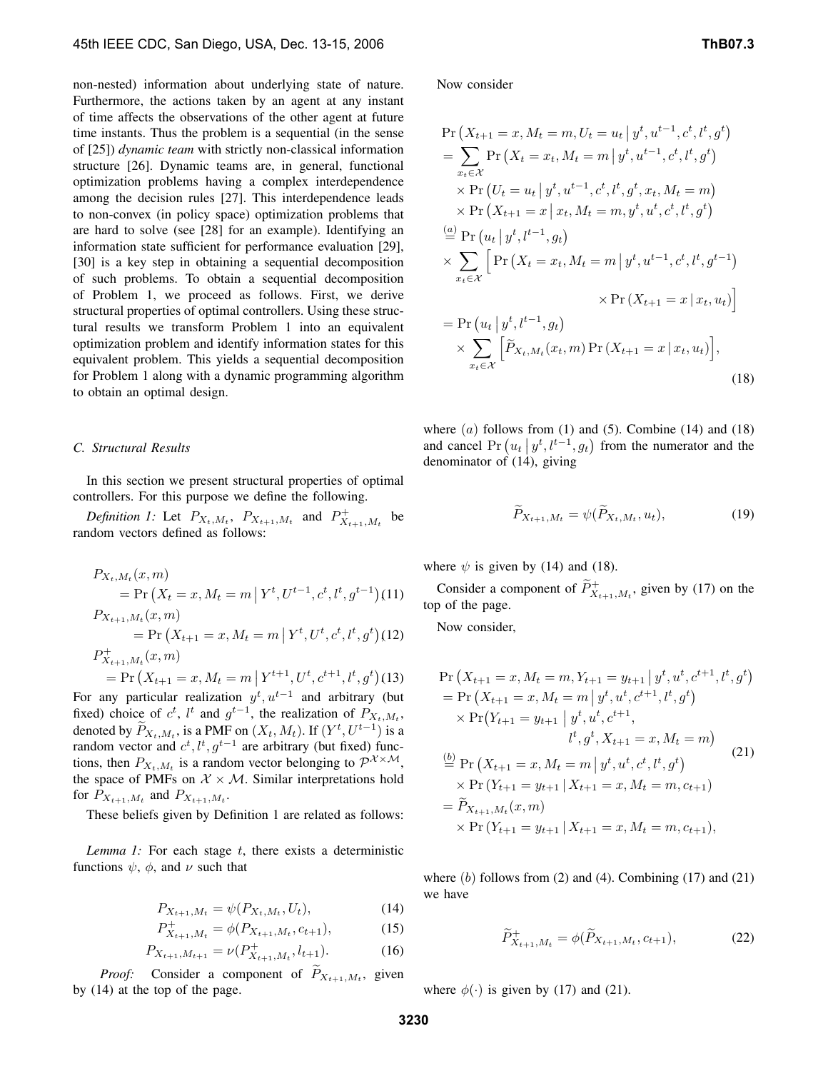non-nested) information about underlying state of nature. Furthermore, the actions taken by an agent at any instant of time affects the observations of the other agent at future time instants. Thus the problem is a sequential (in the sense of [25]) *dynamic team* with strictly non-classical information structure [26]. Dynamic teams are, in general, functional optimization problems having a complex interdependence among the decision rules [27]. This interdependence leads to non-convex (in policy space) optimization problems that are hard to solve (see [28] for an example). Identifying an information state sufficient for performance evaluation [29], [30] is a key step in obtaining a sequential decomposition of such problems. To obtain a sequential decomposition of Problem 1, we proceed as follows. First, we derive structural properties of optimal controllers. Using these structural results we transform Problem 1 into an equivalent optimization problem and identify information states for this equivalent problem. This yields a sequential decomposition for Problem 1 along with a dynamic programming algorithm to obtain an optimal design.

### C. Structural Results

In this section we present structural properties of optimal controllers. For this purpose we define the following.

*Definition 1:* Let $P_{X_t,M_t}$, $P_{X_{t+1},M_t}$ and $P^+_{X_{t+1},M_t}$ be random vectors defined as follows:

$$P_{X_t,M_t}(x,m) = \Pr\left(X_t = x, M_t = m \,\middle|\, Y^t, U^{t-1}, c^t, l^t, g^{t-1}\right) \tag{11}$$

$$P_{X_{t+1},M_t}(x,m) = \Pr\left(X_{t+1} = x, M_t = m \,\middle|\, Y^t, U^t, c^t, l^t, g^t\right) \tag{12}$$

$$P^+_{X_{t+1},M_t}(x,m) = \Pr\left(X_{t+1} = x, M_t = m \,\middle|\, Y^{t+1}, U^t, c^{t+1}, l^t, g^t\right) \tag{13}$$

For any particular realization $y^t, u^{t-1}$ and arbitrary (but fixed) choice of $c^t$, $l^t$ and $g^{t-1}$, the realization of $P_{X_t,M_t}$, denoted by $\widetilde{P}_{X_t,M_t}$, is a PMF on $(X_t, M_t)$. If $(Y^t, U^{t-1})$ is a random vector and $c^t, l^t, g^{t-1}$ are arbitrary (but fixed) functions, then $P_{X_t,M_t}$ is a random vector belonging to $\mathcal{P}^{\mathcal{X}\times\mathcal{M}}$, the space of PMFs on $\mathcal{X}\times\mathcal{M}$. Similar interpretations hold for $P_{X_{t+1},M_t}$ and $P_{X_{t+1},M_t}$.

These beliefs given by Definition 1 are related as follows:

*Lemma 1:* For each stage $t$, there exists a deterministic functions $\psi$, $\phi$, and $\nu$ such that

$$P_{X_{t+1},M_t} = \psi(P_{X_t,M_t}, U_t), \tag{14}$$

$$P^+_{X_{t+1},M_t} = \phi(P_{X_{t+1},M_t}, c_{t+1}), \tag{15}$$

$$P_{X_{t+1},M_{t+1}} = \nu(P^+_{X_{t+1},M_t}, l_{t+1}). \tag{16}$$

*Proof:* Consider a component of $\widetilde{P}_{X_{t+1},M_t}$, given by (14) at the top of the page.

Now consider

$$\begin{aligned}
&\Pr\left(X_{t+1} = x, M_t = m, U_t = u_t \,\middle|\, y^t, u^{t-1}, c^t, l^t, g^t\right) \\
&= \sum_{x_t \in \mathcal{X}} \Pr\left(X_t = x_t, M_t = m \,\middle|\, y^t, u^{t-1}, c^t, l^t, g^t\right) \\
&\quad \times \Pr\left(U_t = u_t \,\middle|\, y^t, u^{t-1}, c^t, l^t, g^t, x_t, M_t = m\right) \\
&\quad \times \Pr\left(X_{t+1} = x \,\middle|\, x_t, M_t = m, y^t, u^t, c^t, l^t, g^t\right) \\
&\overset{(a)}{=} \Pr\left(u_t \,\middle|\, y^t, l^{t-1}, g_t\right) \\
&\times \sum_{x_t \in \mathcal{X}} \Big[ \Pr\left(X_t = x_t, M_t = m \,\middle|\, y^t, u^{t-1}, c^t, l^t, g^{t-1}\right) \\
&\qquad\qquad \times \Pr\left(X_{t+1} = x \,\middle|\, x_t, u_t\right) \Big] \\
&= \Pr\left(u_t \,\middle|\, y^t, l^{t-1}, g_t\right) \\
&\quad \times \sum_{x_t \in \mathcal{X}} \Big[ \widetilde{P}_{X_t,M_t}(x_t, m) \Pr\left(X_{t+1} = x \,\middle|\, x_t, u_t\right) \Big],
\end{aligned} \tag{18}$$

where $(a)$ follows from (1) and (5). Combine (14) and (18) and cancel $\Pr\left(u_t \,\middle|\, y^t, l^{t-1}, g_t\right)$ from the numerator and the denominator of (14), giving

$$\widetilde{P}_{X_{t+1},M_t} = \psi(\widetilde{P}_{X_t,M_t}, u_t), \tag{19}$$

where $\psi$ is given by (14) and (18).

Consider a component of $\widetilde{P}^+_{X_{t+1},M_t}$, given by (17) on the top of the page.

Now consider,

$$\begin{aligned}
&\Pr\left(X_{t+1} = x, M_t = m, Y_{t+1} = y_{t+1} \,\middle|\, y^t, u^t, c^{t+1}, l^t, g^t\right) \\
&= \Pr\left(X_{t+1} = x, M_t = m \,\middle|\, y^t, u^t, c^{t+1}, l^t, g^t\right) \\
&\quad \times \Pr\big(Y_{t+1} = y_{t+1} \,\big|\, y^t, u^t, c^{t+1}, \\
&\qquad\qquad l^t, g^t, X_{t+1} = x, M_t = m\big) \\
&\overset{(b)}{=} \Pr\left(X_{t+1} = x, M_t = m \,\middle|\, y^t, u^t, c^t, l^t, g^t\right) \\
&\quad \times \Pr\left(Y_{t+1} = y_{t+1} \,\middle|\, X_{t+1} = x, M_t = m, c_{t+1}\right) \\
&= \widetilde{P}_{X_{t+1},M_t}(x, m) \\
&\quad \times \Pr\left(Y_{t+1} = y_{t+1} \,\middle|\, X_{t+1} = x, M_t = m, c_{t+1}\right),
\end{aligned} \tag{21}$$

where $(b)$ follows from (2) and (4). Combining (17) and (21) we have

$$\widetilde{P}^+_{X_{t+1},M_t} = \phi(\widetilde{P}_{X_{t+1},M_t}, c_{t+1}), \tag{22}$$

where $\phi(\cdot)$ is given by (17) and (21).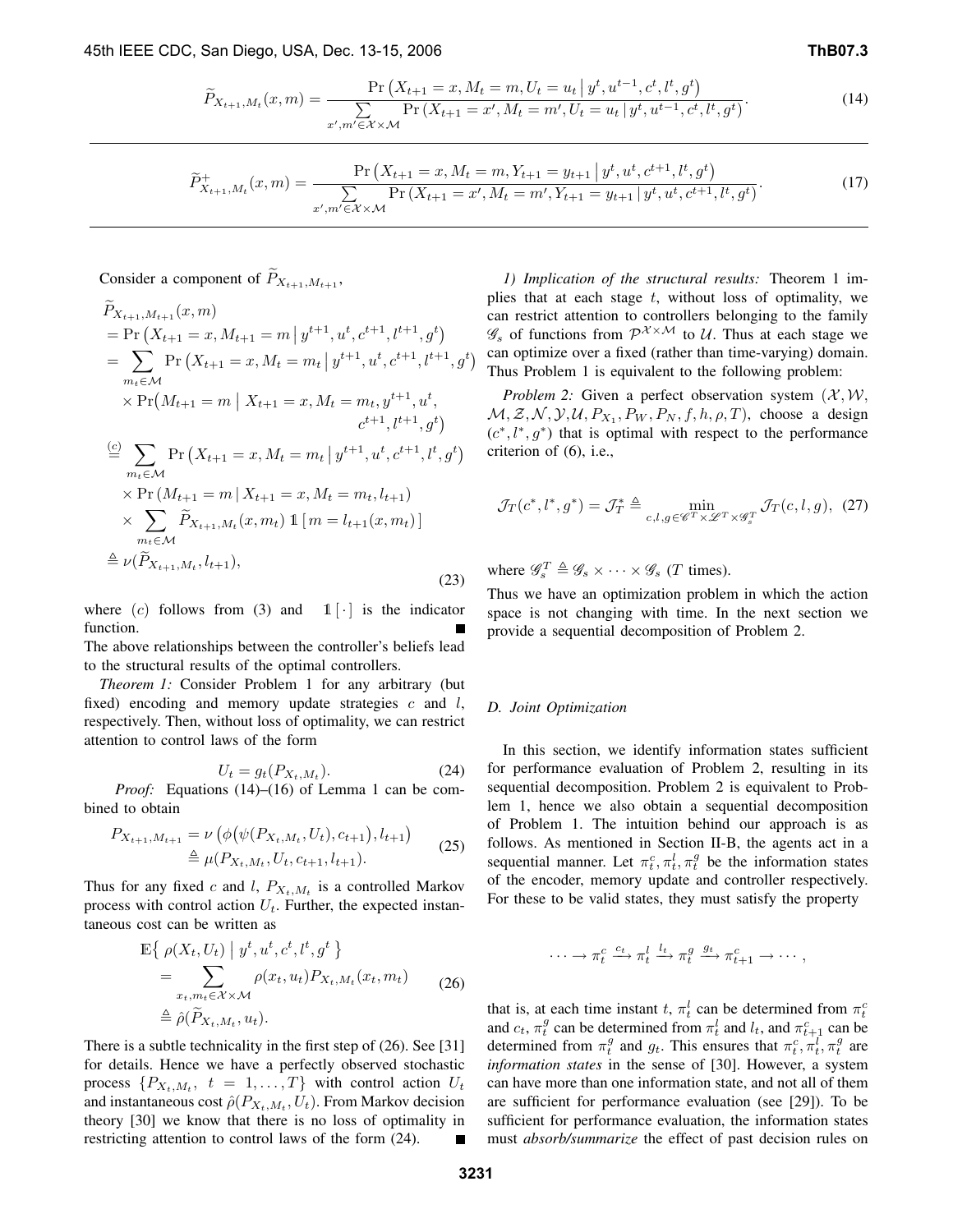$$\widetilde{P}_{X_{t+1},M_t}(x,m) = \frac{\Pr\left(X_{t+1}=x, M_t=m, U_t=u_t \,\middle|\, y^t, u^{t-1}, c^t, l^t, g^t\right)}{\sum\limits_{x',m' \in \mathcal{X}\times\mathcal{M}} \Pr\left(X_{t+1}=x', M_t=m', U_t=u_t \,|\, y^t, u^{t-1}, c^t, l^t, g^t\right)}. \tag{14}$$

$$\widetilde{P}^{+}_{X_{t+1},M_t}(x,m) = \frac{\Pr\left(X_{t+1}=x, M_t=m, Y_{t+1}=y_{t+1} \,\middle|\, y^t, u^t, c^{t+1}, l^t, g^t\right)}{\sum\limits_{x',m' \in \mathcal{X}\times\mathcal{M}} \Pr\left(X_{t+1}=x', M_t=m', Y_{t+1}=y_{t+1} \,|\, y^t, u^t, c^{t+1}, l^t, g^t\right)}. \tag{17}$$

Consider a component of $\widetilde{P}_{X_{t+1},M_{t+1}}$,

$$
\begin{aligned}
&\widetilde{P}_{X_{t+1},M_{t+1}}(x,m) \\
&= \Pr\left(X_{t+1}=x, M_{t+1}=m \,\middle|\, y^{t+1}, u^t, c^{t+1}, l^{t+1}, g^t\right) \\
&= \sum_{m_t \in \mathcal{M}} \Pr\left(X_{t+1}=x, M_t=m_t \,\middle|\, y^{t+1}, u^t, c^{t+1}, l^{t+1}, g^t\right) \\
&\quad \times \Pr\big(M_{t+1}=m \,\big|\, X_{t+1}=x, M_t=m_t, y^{t+1}, u^t, \\
&\qquad\qquad c^{t+1}, l^{t+1}, g^t\big) \\
&\stackrel{(c)}{=} \sum_{m_t \in \mathcal{M}} \Pr\left(X_{t+1}=x, M_t=m_t \,\middle|\, y^{t+1}, u^t, c^{t+1}, l^t, g^t\right) \\
&\quad \times \Pr\left(M_{t+1}=m \,|\, X_{t+1}=x, M_t=m_t, l_{t+1}\right) \\
&\quad \times \sum_{m_t \in \mathcal{M}} \widetilde{P}_{X_{t+1},M_t}(x,m_t)\, \mathbb{1}\left[\, m = l_{t+1}(x,m_t)\right] \\
&\triangleq \nu(\widetilde{P}_{X_{t+1},M_t}, l_{t+1}),
\end{aligned} \tag{23}
$$

where $(c)$ follows from (3) and $\mathbb{1}[\cdot]$ is the indicator function. ∎

The above relationships between the controller's beliefs lead to the structural results of the optimal controllers.

*Theorem 1:* Consider Problem 1 for any arbitrary (but fixed) encoding and memory update strategies $c$ and $l$, respectively. Then, without loss of optimality, we can restrict attention to control laws of the form

$$U_t = g_t(P_{X_t,M_t}). \tag{24}$$

*Proof:* Equations (14)–(16) of Lemma 1 can be combined to obtain

$$
\begin{aligned}
P_{X_{t+1},M_{t+1}} &= \nu\left(\phi\big(\psi(P_{X_t,M_t},U_t), c_{t+1}\big), l_{t+1}\right) \\
&\triangleq \mu(P_{X_t,M_t}, U_t, c_{t+1}, l_{t+1}).
\end{aligned} \tag{25}
$$

Thus for any fixed $c$ and $l$, $P_{X_t,M_t}$ is a controlled Markov process with control action $U_t$. Further, the expected instantaneous cost can be written as

$$
\begin{aligned}
&\mathbb{E}\left\{\, \rho(X_t,U_t) \,\middle|\, y^t, u^t, c^t, l^t, g^t \,\right\} \\
&\quad = \sum_{x_t,m_t \in \mathcal{X}\times\mathcal{M}} \rho(x_t,u_t) P_{X_t,M_t}(x_t,m_t) \\
&\quad \triangleq \hat{\rho}(\widetilde{P}_{X_t,M_t}, u_t).
\end{aligned} \tag{26}
$$

There is a subtle technicality in the first step of (26). See [31] for details. Hence we have a perfectly observed stochastic process $\{P_{X_t,M_t},\ t = 1,\dots,T\}$ with control action $U_t$ and instantaneous cost $\hat{\rho}(P_{X_t,M_t}, U_t)$. From Markov decision theory [30] we know that there is no loss of optimality in restricting attention to control laws of the form (24). ∎

*1) Implication of the structural results:* Theorem 1 implies that at each stage $t$, without loss of optimality, we can restrict attention to controllers belonging to the family $\mathscr{G}_s$ of functions from $\mathcal{P}^{\mathcal{X}\times\mathcal{M}}$ to $\mathcal{U}$. Thus at each stage we can optimize over a fixed (rather than time-varying) domain. Thus Problem 1 is equivalent to the following problem:

*Problem 2:* Given a perfect observation system $(\mathcal{X}, \mathcal{W}, \mathcal{M}, \mathcal{Z}, \mathcal{N}, \mathcal{Y}, \mathcal{U}, P_{X_1}, P_W, P_N, f, h, \rho, T)$, choose a design $(c^*, l^*, g^*)$ that is optimal with respect to the performance criterion of (6), i.e.,

$$\mathcal{J}_T(c^*,l^*,g^*) = \mathcal{J}_T^* \triangleq \min_{c,l,g \in \mathscr{C}^T\times\mathscr{L}^T\times\mathscr{G}_s^T} \mathcal{J}_T(c,l,g), \tag{27}$$

where $\mathscr{G}_s^T \triangleq \mathscr{G}_s \times \cdots \times \mathscr{G}_s$ ($T$ times).

Thus we have an optimization problem in which the action space is not changing with time. In the next section we provide a sequential decomposition of Problem 2.

### D. Joint Optimization

In this section, we identify information states sufficient for performance evaluation of Problem 2, resulting in its sequential decomposition. Problem 2 is equivalent to Problem 1, hence we also obtain a sequential decomposition of Problem 1. The intuition behind our approach is as follows. As mentioned in Section II-B, the agents act in a sequential manner. Let $\pi_t^c, \pi_t^l, \pi_t^g$ be the information states of the encoder, memory update and controller respectively. For these to be valid states, they must satisfy the property

$$\cdots \to \pi_t^c \xrightarrow{c_t} \pi_t^l \xrightarrow{l_t} \pi_t^g \xrightarrow{g_t} \pi_{t+1}^c \to \cdots,$$

that is, at each time instant $t$, $\pi_t^l$ can be determined from $\pi_t^c$ and $c_t$, $\pi_t^g$ can be determined from $\pi_t^l$ and $l_t$, and $\pi_{t+1}^c$ can be determined from $\pi_t^g$ and $g_t$. This ensures that $\pi_t^c, \pi_t^l, \pi_t^g$ are *information states* in the sense of [30]. However, a system can have more than one information state, and not all of them are sufficient for performance evaluation (see [29]). To be sufficient for performance evaluation, the information states must *absorb/summarize* the effect of past decision rules on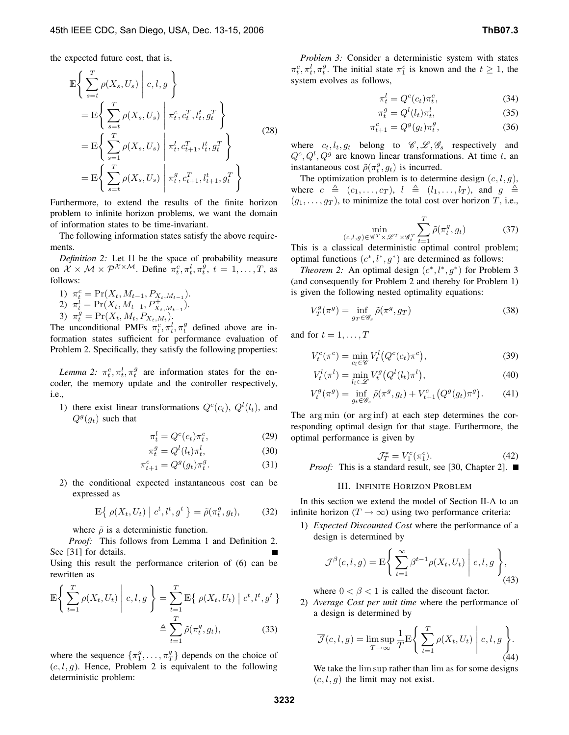the expected future cost, that is,

$$
\begin{aligned}
&\mathbb{E}\left\{ \sum_{s=t}^{T} \rho(X_s, U_s) \;\middle|\; c, l, g \right\} \\
&= \mathbb{E}\left\{ \sum_{s=t}^{T} \rho(X_s, U_s) \;\middle|\; \pi_t^c, c_t^T, l_t, g_t^T \right\} \\
&= \mathbb{E}\left\{ \sum_{s=1}^{T} \rho(X_s, U_s) \;\middle|\; \pi_t^l, c_{t+1}^T, l_t^t, g_t^T \right\} \\
&= \mathbb{E}\left\{ \sum_{s=t}^{T} \rho(X_s, U_s) \;\middle|\; \pi_t^g, c_{t+1}^T, l_{t+1}^t, g_t^T \right\}
\end{aligned}
\tag{28}
$$

Furthermore, to extend the results of the finite horizon problem to infinite horizon problems, we want the domain of information states to be time-invariant.

The following information states satisfy the above requirements.

*Definition 2:* Let $\Pi$ be the space of probability measure on $\mathcal{X} \times \mathcal{M} \times \mathcal{P}^{\mathcal{X}\times\mathcal{M}}$. Define $\pi_t^c, \pi_t^l, \pi_t^g$, $t = 1, \ldots, T$, as follows:

1) $\pi_t^c = \Pr(X_t, M_{t-1}, P_{X_t, M_{t-1}})$.
2) $\pi_t^l = \Pr(X_t, M_{t-1}, P^+_{X_t, M_{t-1}})$.
3) $\pi_t^g = \Pr(X_t, M_t, P_{X_t, M_t})$.

The unconditional PMFs $\pi_t^c, \pi_t^l, \pi_t^g$ defined above are information states sufficient for performance evaluation of Problem 2. Specifically, they satisfy the following properties:

*Lemma 2:* $\pi_t^c, \pi_t^l, \pi_t^g$ are information states for the encoder, the memory update and the controller respectively, i.e.,

1) there exist linear transformations $Q^c(c_t)$, $Q^l(l_t)$, and $Q^g(g_t)$ such that

$$\pi_t^l = Q^c(c_t)\pi_t^c, \tag{29}$$

$$\pi_t^g = Q^l(l_t)\pi_t^l, \tag{30}$$

$$\pi_{t+1}^c = Q^g(g_t)\pi_t^g. \tag{31}$$

2) the conditional expected instantaneous cost can be expressed as

$$\mathbb{E}\{\, \rho(X_t, U_t) \mid c^t, l^t, g^t \,\} = \tilde{\rho}(\pi_t^g, g_t), \tag{32}$$

where $\tilde{\rho}$ is a deterministic function.

*Proof:* This follows from Lemma 1 and Definition 2. See [31] for details. ■

Using this result the performance criterion of (6) can be rewritten as

$$
\mathbb{E}\left\{ \sum_{t=1}^{T} \rho(X_t, U_t) \;\middle|\; c, l, g \right\} = \sum_{t=1}^{T} \mathbb{E}\{\, \rho(X_t, U_t) \mid c^t, l^t, g^t \,\} \triangleq \sum_{t=1}^{T} \tilde{\rho}(\pi_t^g, g_t), \tag{33}
$$

where the sequence $\{\pi_1^g, \ldots, \pi_T^g\}$ depends on the choice of $(c, l, g)$. Hence, Problem 2 is equivalent to the following deterministic problem:

*Problem 3:* Consider a deterministic system with states $\pi_t^c, \pi_t^l, \pi_t^g$. The initial state $\pi_1^c$ is known and the $t \geq 1$, the system evolves as follows,

$$\pi_t^l = Q^c(c_t)\pi_t^c, \tag{34}$$

$$\pi_t^g = Q^l(l_t)\pi_t^l, \tag{35}$$

$$\pi_{t+1}^c = Q^g(g_t)\pi_t^g, \tag{36}$$

where $c_t, l_t, g_t$ belong to $\mathscr{C}, \mathscr{L}, \mathscr{G}_s$ respectively and $Q^c, Q^l, Q^g$ are known linear transformations. At time $t$, an instantaneous cost $\tilde{\rho}(\pi_t^g, g_t)$ is incurred.

The optimization problem is to determine design $(c, l, g)$, where $c \triangleq (c_1, \ldots, c_T)$, $l \triangleq (l_1, \ldots, l_T)$, and $g \triangleq (g_1, \ldots, g_T)$, to minimize the total cost over horizon $T$, i.e.,

$$\min_{(c,l,g) \in \mathscr{C}^T \times \mathscr{L}^T \times \mathscr{G}_s^T} \sum_{t=1}^{T} \tilde{\rho}(\pi_t^g, g_t) \tag{37}$$

This is a classical deterministic optimal control problem; optimal functions $(c^*, l^*, g^*)$ are determined as follows:

*Theorem 2:* An optimal design $(c^*, l^*, g^*)$ for Problem 3 (and consequently for Problem 2 and thereby for Problem 1) is given the following nested optimality equations:

$$V_T^g(\pi^g) = \inf_{g_T \in \mathscr{G}_s} \tilde{\rho}(\pi^g, g_T) \tag{38}$$

and for $t = 1, \ldots, T$

$$V_t^c(\pi^c) = \min_{c_l \in \mathscr{C}} V_t^l\big(Q^c(c_t)\pi^c\big), \tag{39}$$

$$V_t^l(\pi^l) = \min_{l_l \in \mathscr{L}} V_t^g\big(Q^l(l_t)\pi^l\big), \tag{40}$$

$$V_t^g(\pi^g) = \inf_{g_t \in \mathscr{G}_s} \tilde{\rho}(\pi^g, g_t) + V_{t+1}^c\big(Q^g(g_t)\pi^g\big). \tag{41}$$

The $\arg\min$ (or $\arg\inf$) at each step determines the corresponding optimal design for that stage. Furthermore, the optimal performance is given by

$$\mathcal{J}_T^* = V_1^c(\pi_1^c). \tag{42}$$

*Proof:* This is a standard result, see [30, Chapter 2]. ■

## III. Infinite Horizon Problem

In this section we extend the model of Section II-A to an infinite horizon ($T \to \infty$) using two performance criteria:

1) *Expected Discounted Cost* where the performance of a design is determined by

$$\mathcal{J}^\beta(c, l, g) = \mathbb{E}\left\{ \sum_{t=1}^{\infty} \beta^{t-1} \rho(X_t, U_t) \;\middle|\; c, l, g \right\}, \tag{43}$$

where $0 < \beta < 1$ is called the discount factor.

2) *Average Cost per unit time* where the performance of a design is determined by

$$\overline{\mathcal{J}}(c, l, g) = \limsup_{T \to \infty} \frac{1}{T} \mathbb{E}\left\{ \sum_{t=1}^{T} \rho(X_t, U_t) \;\middle|\; c, l, g \right\}. \tag{44}$$

We take the $\limsup$ rather than $\lim$ as for some designs $(c, l, g)$ the limit may not exist.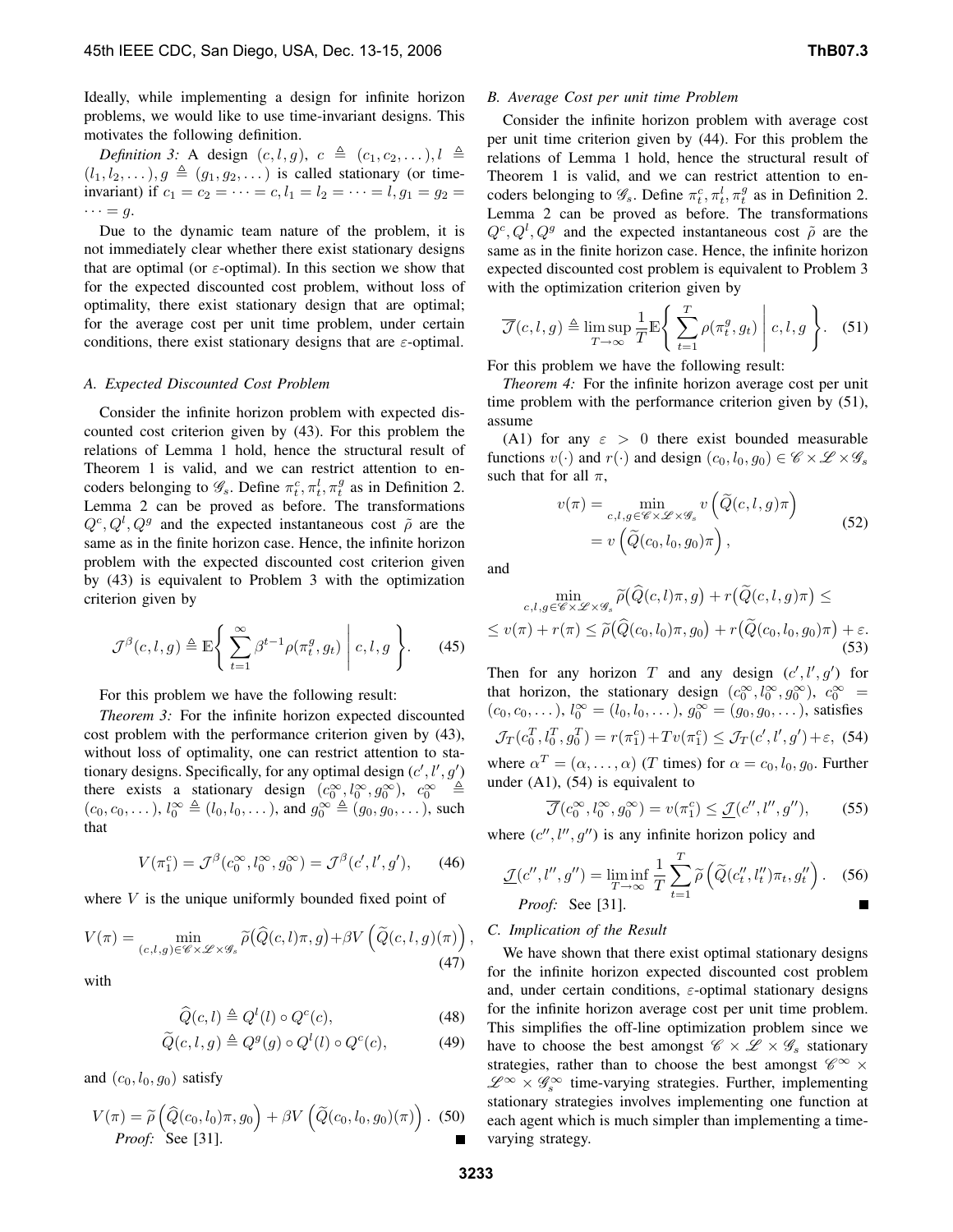Ideally, while implementing a design for infinite horizon problems, we would like to use time-invariant designs. This motivates the following definition.

*Definition 3:* A design $(c, l, g)$, $c \triangleq (c_1, c_2, \dots), l \triangleq (l_1, l_2, \dots), g \triangleq (g_1, g_2, \dots)$ is called stationary (or time-invariant) if $c_1 = c_2 = \cdots = c, l_1 = l_2 = \cdots = l, g_1 = g_2 = \cdots = g$.

Due to the dynamic team nature of the problem, it is not immediately clear whether there exist stationary designs that are optimal (or $\varepsilon$-optimal). In this section we show that for the expected discounted cost problem, without loss of optimality, there exist stationary design that are optimal; for the average cost per unit time problem, under certain conditions, there exist stationary designs that are $\varepsilon$-optimal.

### A. Expected Discounted Cost Problem

Consider the infinite horizon problem with expected discounted cost criterion given by (43). For this problem the relations of Lemma 1 hold, hence the structural result of Theorem 1 is valid, and we can restrict attention to encoders belonging to $\mathscr{G}_s$. Define $\pi_t^c, \pi_t^l, \pi_t^g$ as in Definition 2. Lemma 2 can be proved as before. The transformations $Q^c, Q^l, Q^g$ and the expected instantaneous cost $\tilde{\rho}$ are the same as in the finite horizon case. Hence, the infinite horizon problem with the expected discounted cost criterion given by (43) is equivalent to Problem 3 with the optimization criterion given by

$$\mathcal{J}^\beta(c, l, g) \triangleq \mathbb{E}\left\{ \sum_{t=1}^{\infty} \beta^{t-1} \rho(\pi_t^g, g_t) \,\middle|\, c, l, g \right\}. \tag{45}$$

For this problem we have the following result:

*Theorem 3:* For the infinite horizon expected discounted cost problem with the performance criterion given by (43), without loss of optimality, one can restrict attention to stationary designs. Specifically, for any optimal design $(c', l', g')$ there exists a stationary design $(c_0^\infty, l_0^\infty, g_0^\infty)$, $c_0^\infty \triangleq (c_0, c_0, \dots)$, $l_0^\infty \triangleq (l_0, l_0, \dots)$, and $g_0^\infty \triangleq (g_0, g_0, \dots)$, such that

$$V(\pi_1^c) = \mathcal{J}^\beta(c_0^\infty, l_0^\infty, g_0^\infty) = \mathcal{J}^\beta(c', l', g'), \tag{46}$$

where $V$ is the unique uniformly bounded fixed point of

$$V(\pi) = \min_{(c,l,g) \in \mathscr{C} \times \mathscr{L} \times \mathscr{G}_s} \widetilde{\rho}\big(\widehat{Q}(c, l)\pi, g\big) + \beta V\left(\widetilde{Q}(c, l, g)(\pi)\right), \tag{47}$$

with

$$\widehat{Q}(c, l) \triangleq Q^l(l) \circ Q^c(c), \tag{48}$$

$$\widetilde{Q}(c, l, g) \triangleq Q^g(g) \circ Q^l(l) \circ Q^c(c), \tag{49}$$

and $(c_0, l_0, g_0)$ satisfy

$$V(\pi) = \widetilde{\rho}\left(\widehat{Q}(c_0, l_0)\pi, g_0\right) + \beta V\left(\widetilde{Q}(c_0, l_0, g_0)(\pi)\right). \tag{50}$$

*Proof:* See [31]. ∎

### B. Average Cost per unit time Problem

Consider the infinite horizon problem with average cost per unit time criterion given by (44). For this problem the relations of Lemma 1 hold, hence the structural result of Theorem 1 is valid, and we can restrict attention to encoders belonging to $\mathscr{G}_s$. Define $\pi_t^c, \pi_t^l, \pi_t^g$ as in Definition 2. Lemma 2 can be proved as before. The transformations $Q^c, Q^l, Q^g$ and the expected instantaneous cost $\tilde{\rho}$ are the same as in the finite horizon case. Hence, the infinite horizon expected discounted cost problem is equivalent to Problem 3 with the optimization criterion given by

$$\overline{\mathcal{J}}(c, l, g) \triangleq \limsup_{T \to \infty} \frac{1}{T} \mathbb{E}\left\{ \sum_{t=1}^{T} \rho(\pi_t^g, g_t) \,\middle|\, c, l, g \right\}. \tag{51}$$

For this problem we have the following result:

*Theorem 4:* For the infinite horizon average cost per unit time problem with the performance criterion given by (51), assume

(A1) for any $\varepsilon > 0$ there exist bounded measurable functions $v(\cdot)$ and $r(\cdot)$ and design $(c_0, l_0, g_0) \in \mathscr{C} \times \mathscr{L} \times \mathscr{G}_s$ such that for all $\pi$,

$$\begin{aligned} v(\pi) &= \min_{c,l,g \in \mathscr{C} \times \mathscr{L} \times \mathscr{G}_s} v\left(\widetilde{Q}(c, l, g)\pi\right) \\ &= v\left(\widetilde{Q}(c_0, l_0, g_0)\pi\right), \end{aligned} \tag{52}$$

and

$$\begin{aligned} &\min_{c,l,g \in \mathscr{C} \times \mathscr{L} \times \mathscr{G}_s} \widetilde{\rho}\big(\widehat{Q}(c, l)\pi, g\big) + r\big(\widetilde{Q}(c, l, g)\pi\big) \leq \\ &\leq v(\pi) + r(\pi) \leq \widetilde{\rho}\big(\widehat{Q}(c_0, l_0)\pi, g_0\big) + r\big(\widetilde{Q}(c_0, l_0, g_0)\pi\big) + \varepsilon. \end{aligned} \tag{53}$$

Then for any horizon $T$ and any design $(c', l', g')$ for that horizon, the stationary design $(c_0^\infty, l_0^\infty, g_0^\infty)$, $c_0^\infty = (c_0, c_0, \dots)$, $l_0^\infty = (l_0, l_0, \dots)$, $g_0^\infty = (g_0, g_0, \dots)$, satisfies

$$\mathcal{J}_T(c_0^T, l_0^T, g_0^T) = r(\pi_1^c) + T v(\pi_1^c) \leq \mathcal{J}_T(c', l', g') + \varepsilon, \tag{54}$$

where $\alpha^T = (\alpha, \dots, \alpha)$ ($T$ times) for $\alpha = c_0, l_0, g_0$. Further under (A1), (54) is equivalent to

$$\overline{\mathcal{J}}(c_0^\infty, l_0^\infty, g_0^\infty) = v(\pi_1^c) \leq \underline{\mathcal{J}}(c'', l'', g''), \tag{55}$$

where $(c'', l'', g'')$ is any infinite horizon policy and

$$\underline{\mathcal{J}}(c'', l'', g'') = \liminf_{T \to \infty} \frac{1}{T} \sum_{t=1}^{T} \widetilde{\rho}\left(\widetilde{Q}(c_t'', l_t'')\pi_t, g_t''\right). \tag{56}$$

*Proof:* See [31]. ∎

### C. Implication of the Result

We have shown that there exist optimal stationary designs for the infinite horizon expected discounted cost problem and, under certain conditions, $\varepsilon$-optimal stationary designs for the infinite horizon average cost per unit time problem. This simplifies the off-line optimization problem since we have to choose the best amongst $\mathscr{C} \times \mathscr{L} \times \mathscr{G}_s$ stationary strategies, rather than to choose the best amongst $\mathscr{C}^\infty \times \mathscr{L}^\infty \times \mathscr{G}_s^\infty$ time-varying strategies. Further, implementing stationary strategies involves implementing one function at each agent which is much simpler than implementing a time-varying strategy.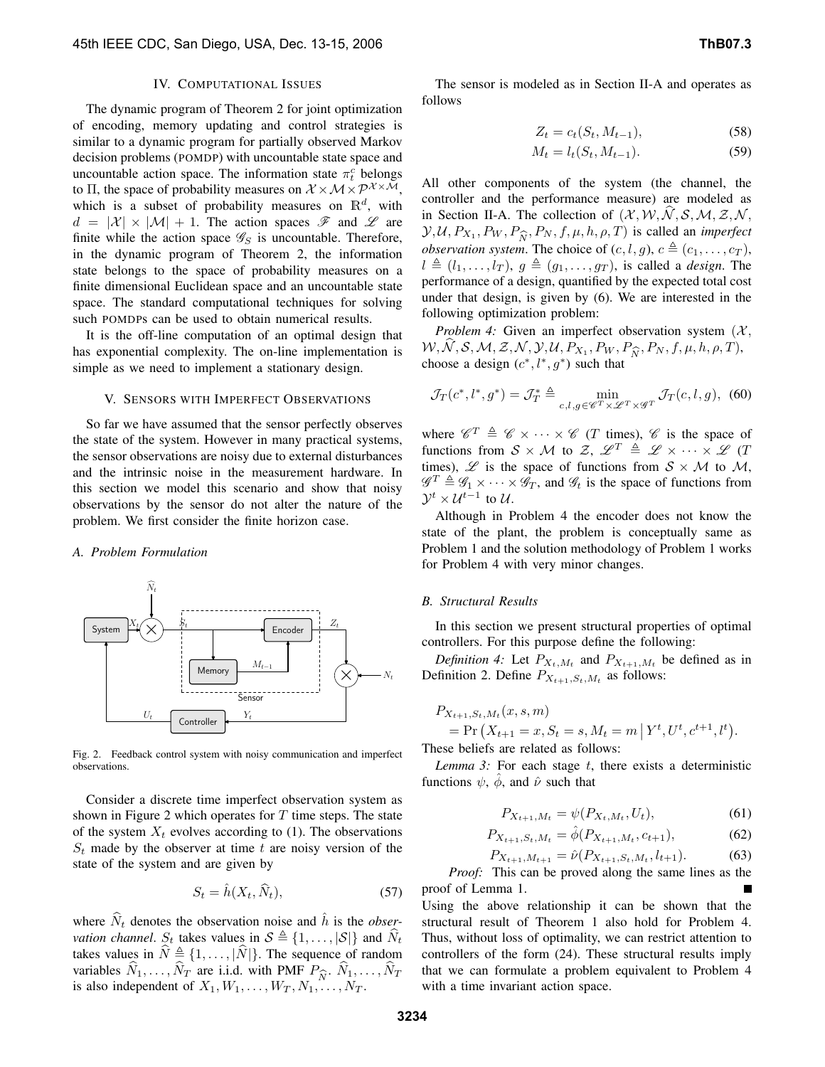## IV. Computational Issues

The dynamic program of Theorem 2 for joint optimization of encoding, memory updating and control strategies is similar to a dynamic program for partially observed Markov decision problems (POMDP) with uncountable state space and uncountable action space. The information state $\pi_t^c$ belongs to $\Pi$, the space of probability measures on $\mathcal{X} \times \mathcal{M} \times \mathcal{P}^{\mathcal{X} \times \mathcal{M}}$, which is a subset of probability measures on $\mathbb{R}^d$, with $d = |\mathcal{X}| \times |\mathcal{M}| + 1$. The action spaces $\mathscr{F}$ and $\mathscr{L}$ are finite while the action space $\mathscr{G}_S$ is uncountable. Therefore, in the dynamic program of Theorem 2, the information state belongs to the space of probability measures on a finite dimensional Euclidean space and an uncountable state space. The standard computational techniques for solving such POMDPs can be used to obtain numerical results.

It is the off-line computation of an optimal design that has exponential complexity. The on-line implementation is simple as we need to implement a stationary design.

## V. Sensors with Imperfect Observations

So far we have assumed that the sensor perfectly observes the state of the system. However in many practical systems, the sensor observations are noisy due to external disturbances and the intrinsic noise in the measurement hardware. In this section we model this scenario and show that noisy observations by the sensor do not alter the nature of the problem. We first consider the finite horizon case.

### A. Problem Formulation

Fig. 2. Feedback control system with noisy communication and imperfect observations.

Consider a discrete time imperfect observation system as shown in Figure 2 which operates for $T$ time steps. The state of the system $X_t$ evolves according to (1). The observations $S_t$ made by the observer at time $t$ are noisy version of the state of the system and are given by

$$S_t = \hat{h}(X_t, \widehat{N}_t), \tag{57}$$

where $\widehat{N}_t$ denotes the observation noise and $\hat{h}$ is the *observation channel*. $S_t$ takes values in $\mathcal{S} \triangleq \{1, \dots, |\mathcal{S}|\}$ and $\widehat{N}_t$ takes values in $\widehat{N} \triangleq \{1, \dots, |\widehat{N}|\}$. The sequence of random variables $\widehat{N}_1, \dots, \widehat{N}_T$ are i.i.d. with PMF $P_{\widehat{N}}$. $\widehat{N}_1, \dots, \widehat{N}_T$ is also independent of $X_1, W_1, \dots, W_T, N_1, \dots, N_T$.

The sensor is modeled as in Section II-A and operates as follows

$$Z_t = c_t(S_t, M_{t-1}), \tag{58}$$

$$M_t = l_t(S_t, M_{t-1}). \tag{59}$$

All other components of the system (the channel, the controller and the performance measure) are modeled as in Section II-A. The collection of $(\mathcal{X}, \mathcal{W}, \widehat{\mathcal{N}}, \mathcal{S}, \mathcal{M}, \mathcal{Z}, \mathcal{N}, \mathcal{Y}, \mathcal{U}, P_{X_1}, P_W, P_{\widehat{N}}, P_N, f, \mu, h, \rho, T)$ is called an *imperfect observation system*. The choice of $(c, l, g)$, $c \triangleq (c_1, \dots, c_T)$, $l \triangleq (l_1, \dots, l_T)$, $g \triangleq (g_1, \dots, g_T)$, is called a *design*. The performance of a design, quantified by the expected total cost under that design, is given by (6). We are interested in the following optimization problem:

*Problem 4:* Given an imperfect observation system $(\mathcal{X}, \mathcal{W}, \widehat{\mathcal{N}}, \mathcal{S}, \mathcal{M}, \mathcal{Z}, \mathcal{N}, \mathcal{Y}, \mathcal{U}, P_{X_1}, P_W, P_{\widehat{N}}, P_N, f, \mu, h, \rho, T)$, choose a design $(c^*, l^*, g^*)$ such that

$$\mathcal{J}_T(c^*, l^*, g^*) = \mathcal{J}_T^* \triangleq \min_{c,l,g \in \mathscr{C}^T \times \mathscr{L}^T \times \mathscr{G}^T} \mathcal{J}_T(c, l, g), \tag{60}$$

where $\mathscr{C}^T \triangleq \mathscr{C} \times \cdots \times \mathscr{C}$ ($T$ times), $\mathscr{C}$ is the space of functions from $\mathcal{S} \times \mathcal{M}$ to $\mathcal{Z}$, $\mathscr{L}^T \triangleq \mathscr{L} \times \cdots \times \mathscr{L}$ ($T$ times), $\mathscr{L}$ is the space of functions from $\mathcal{S} \times \mathcal{M}$ to $\mathcal{M}$, $\mathscr{G}^T \triangleq \mathscr{G}_1 \times \cdots \times \mathscr{G}_T$, and $\mathscr{G}_t$ is the space of functions from $\mathcal{Y}^t \times \mathcal{U}^{t-1}$ to $\mathcal{U}$.

Although in Problem 4 the encoder does not know the state of the plant, the problem is conceptually same as Problem 1 and the solution methodology of Problem 1 works for Problem 4 with very minor changes.

### B. Structural Results

In this section we present structural properties of optimal controllers. For this purpose define the following:

*Definition 4:* Let $P_{X_t,M_t}$ and $P_{X_{t+1},M_t}$ be defined as in Definition 2. Define $P_{X_{t+1},S_t,M_t}$ as follows:

$$\begin{aligned} &P_{X_{t+1},S_t,M_t}(x, s, m) \\ &\quad = \Pr\left(X_{t+1} = x, S_t = s, M_t = m \,\middle|\, Y^t, U^t, c^{t+1}, l^t\right). \end{aligned}$$

These beliefs are related as follows:

*Lemma 3:* For each stage $t$, there exists a deterministic functions $\psi$, $\hat{\phi}$, and $\hat{\nu}$ such that

$$P_{X_{t+1},M_t} = \psi(P_{X_t,M_t}, U_t), \tag{61}$$

$$P_{X_{t+1},S_t,M_t} = \hat{\phi}(P_{X_{t+1},M_t}, c_{t+1}), \tag{62}$$

$$P_{X_{t+1},M_{t+1}} = \hat{\nu}(P_{X_{t+1},S_t,M_t}, l_{t+1}). \tag{63}$$

*Proof:* This can be proved along the same lines as the proof of Lemma 1. ∎

Using the above relationship it can be shown that the structural result of Theorem 1 also hold for Problem 4. Thus, without loss of optimality, we can restrict attention to controllers of the form (24). These structural results imply that we can formulate a problem equivalent to Problem 4 with a time invariant action space.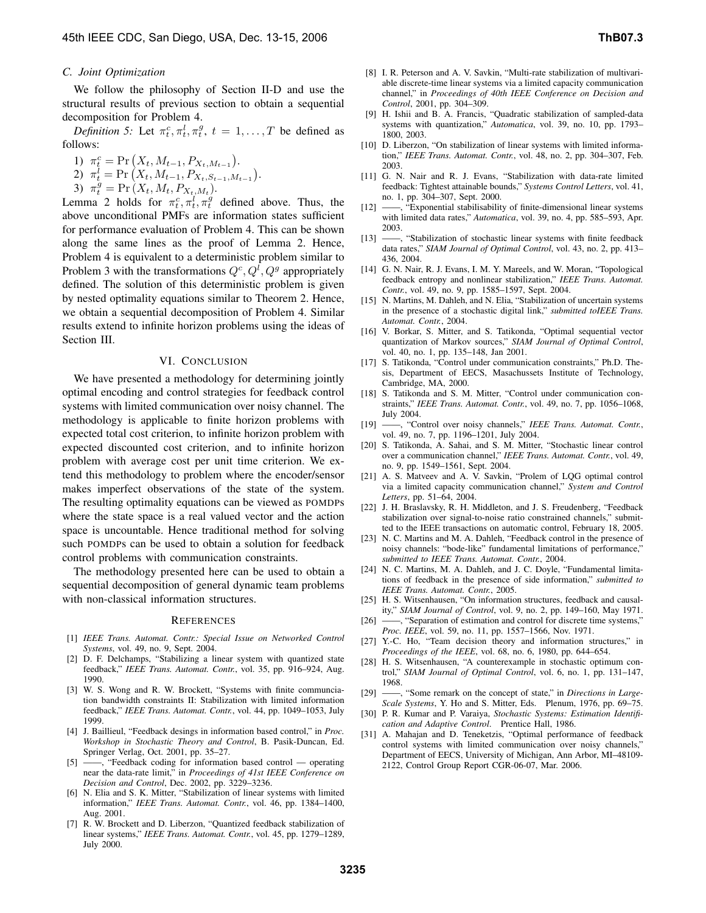### C. Joint Optimization

We follow the philosophy of Section II-D and use the structural results of previous section to obtain a sequential decomposition for Problem 4.

*Definition 5:* Let $\pi_t^c, \pi_t^l, \pi_t^g$, $t = 1, \dots, T$ be defined as follows:

1) $\pi_t^c = \Pr\left(X_t, M_{t-1}, P_{X_t, M_{t-1}}\right)$.
2) $\pi_t^l = \Pr\left(X_t, M_{t-1}, P_{X_t, S_{t-1}, M_{t-1}}\right)$.
3) $\pi_t^g = \Pr\left(X_t, M_t, P_{X_t, M_t}\right)$.

Lemma 2 holds for $\pi_t^c, \pi_t^l, \pi_t^g$ defined above. Thus, the above unconditional PMFs are information states sufficient for performance evaluation of Problem 4. This can be shown along the same lines as the proof of Lemma 2. Hence, Problem 4 is equivalent to a deterministic problem similar to Problem 3 with the transformations $Q^c, Q^l, Q^g$ appropriately defined. The solution of this deterministic problem is given by nested optimality equations similar to Theorem 2. Hence, we obtain a sequential decomposition of Problem 4. Similar results extend to infinite horizon problems using the ideas of Section III.

## VI. Conclusion

We have presented a methodology for determining jointly optimal encoding and control strategies for feedback control systems with limited communication over noisy channel. The methodology is applicable to finite horizon problems with expected total cost criterion, to infinite horizon problem with expected discounted cost criterion, and to infinite horizon problem with average cost per unit time criterion. We extend this methodology to problem where the encoder/sensor makes imperfect observations of the state of the system. The resulting optimality equations can be viewed as POMDPs where the state space is a real valued vector and the action space is uncountable. Hence traditional method for solving such POMDPs can be used to obtain a solution for feedback control problems with communication constraints.

The methodology presented here can be used to obtain a sequential decomposition of general dynamic team problems with non-classical information structures.

## References

[1] *IEEE Trans. Automat. Contr.: Special Issue on Networked Control Systems*, vol. 49, no. 9, Sept. 2004.

[2] D. F. Delchamps, "Stabilizing a linear system with quantized state feedback," *IEEE Trans. Automat. Contr.*, vol. 35, pp. 916–924, Aug. 1990.

[3] W. S. Wong and R. W. Brockett, "Systems with finite communciation bandwidth constraints II: Stabilization with limited information feedback," *IEEE Trans. Automat. Contr.*, vol. 44, pp. 1049–1053, July 1999.

[4] J. Baillieul, "Feedback desings in information based control," in *Proc. Workshop in Stochastic Theory and Control*, B. Pasik-Duncan, Ed. Springer Verlag, Oct. 2001, pp. 35–27.

[5] ——, "Feedback coding for information based control — operating near the data-rate limit," in *Proceedings of 41st IEEE Conference on Decision and Control*, Dec. 2002, pp. 3229–3236.

[6] N. Elia and S. K. Mitter, "Stabilization of linear systems with limited information," *IEEE Trans. Automat. Contr.*, vol. 46, pp. 1384–1400, Aug. 2001.

[7] R. W. Brockett and D. Liberzon, "Quantized feedback stabilization of linear systems," *IEEE Trans. Automat. Contr.*, vol. 45, pp. 1279–1289, July 2000.

[8] I. R. Peterson and A. V. Savkin, "Multi-rate stabilization of multivariable discrete-time linear systems via a limited capacity communication channel," in *Proceedings of 40th IEEE Conference on Decision and Control*, 2001, pp. 304–309.

[9] H. Ishii and B. A. Francis, "Quadratic stabilization of sampled-data systems with quantization," *Automatica*, vol. 39, no. 10, pp. 1793–1800, 2003.

[10] D. Liberzon, "On stabilization of linear systems with limited information," *IEEE Trans. Automat. Contr.*, vol. 48, no. 2, pp. 304–307, Feb. 2003.

[11] G. N. Nair and R. J. Evans, "Stabilization with data-rate limited feedback: Tightest attainable bounds," *Systems Control Letters*, vol. 41, no. 1, pp. 304–307, Sept. 2000.

[12] ——, "Exponential stabilisability of finite-dimensional linear systems with limited data rates," *Automatica*, vol. 39, no. 4, pp. 585–593, Apr. 2003.

[13] ——, "Stabilization of stochastic linear systems with finite feedback data rates," *SIAM Journal of Optimal Control*, vol. 43, no. 2, pp. 413–436, 2004.

[14] G. N. Nair, R. J. Evans, I. M. Y. Mareels, and W. Moran, "Topological feedback entropy and nonlinear stabilization," *IEEE Trans. Automat. Contr.*, vol. 49, no. 9, pp. 1585–1597, Sept. 2004.

[15] N. Martins, M. Dahleh, and N. Elia, "Stabilization of uncertain systems in the presence of a stochastic digital link," *submitted toIEEE Trans. Automat. Contr.*, 2004.

[16] V. Borkar, S. Mitter, and S. Tatikonda, "Optimal sequential vector quantization of Markov sources," *SIAM Journal of Optimal Control*, vol. 40, no. 1, pp. 135–148, Jan 2001.

[17] S. Tatikonda, "Control under communication constraints," Ph.D. Thesis, Department of EECS, Masachussets Institute of Technology, Cambridge, MA, 2000.

[18] S. Tatikonda and S. M. Mitter, "Control under communication constraints," *IEEE Trans. Automat. Contr.*, vol. 49, no. 7, pp. 1056–1068, July 2004.

[19] ——, "Control over noisy channels," *IEEE Trans. Automat. Contr.*, vol. 49, no. 7, pp. 1196–1201, July 2004.

[20] S. Tatikonda, A. Sahai, and S. M. Mitter, "Stochastic linear control over a communication channel," *IEEE Trans. Automat. Contr.*, vol. 49, no. 9, pp. 1549–1561, Sept. 2004.

[21] A. S. Matveev and A. V. Savkin, "Prolem of LQG optimal control via a limited capacity communication channel," *System and Control Letters*, pp. 51–64, 2004.

[22] J. H. Braslavsky, R. H. Middleton, and J. S. Freudenberg, "Feedback stabilization over signal-to-noise ratio constrained channels," submitted to the IEEE transactions on automatic control, February 18, 2005.

[23] N. C. Martins and M. A. Dahleh, "Feedback control in the presence of noisy channels: "bode-like" fundamental limitations of performance," *submitted to IEEE Trans. Automat. Contr.*, 2004.

[24] N. C. Martins, M. A. Dahleh, and J. C. Doyle, "Fundamental limitations of feedback in the presence of side information," *submitted to IEEE Trans. Automat. Contr.*, 2005.

[25] H. S. Witsenhausen, "On information structures, feedback and causality," *SIAM Journal of Control*, vol. 9, no. 2, pp. 149–160, May 1971.

[26] ——, "Separation of estimation and control for discrete time systems," *Proc. IEEE*, vol. 59, no. 11, pp. 1557–1566, Nov. 1971.

[27] Y.-C. Ho, "Team decision theory and information structures," in *Proceedings of the IEEE*, vol. 68, no. 6, 1980, pp. 644–654.

[28] H. S. Witsenhausen, "A counterexample in stochastic optimum control," *SIAM Journal of Optimal Control*, vol. 6, no. 1, pp. 131–147, 1968.

[29] ——, "Some remark on the concept of state," in *Directions in Large-Scale Systems*, Y. Ho and S. Mitter, Eds. Plenum, 1976, pp. 69–75.

[30] P. R. Kumar and P. Varaiya, *Stochastic Systems: Estimation Identification and Adaptive Control*. Prentice Hall, 1986.

[31] A. Mahajan and D. Teneketzis, "Optimal performance of feedback control systems with limited communication over noisy channels," Department of EECS, University of Michigan, Ann Arbor, MI–48109-2122, Control Group Report CGR-06-07, Mar. 2006.